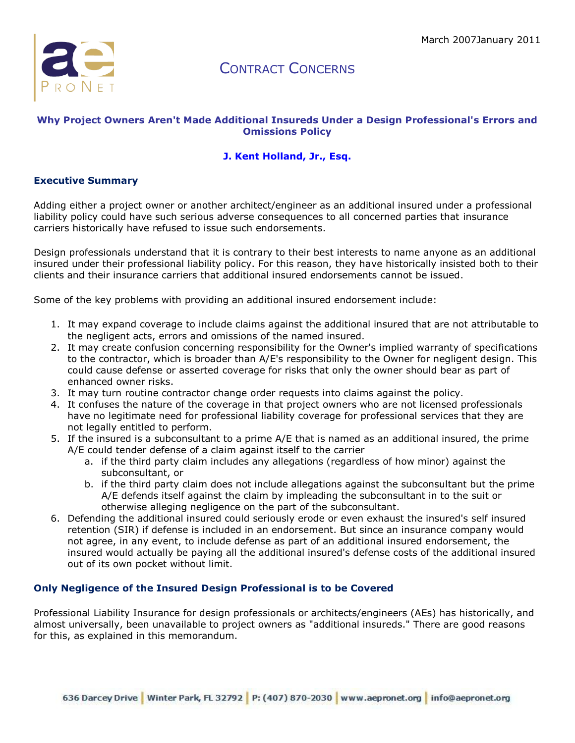March 2007January 2011

# Contract Concerns

## Why Project Owners Aren't Made Additional Insureds Under a Design Professional's Errors and Omissions Policy

**J. Kent Holland, Jr., Esq.**

### Executive Summary

Adding either a project owner or another architect/engineer as an additional insured under a professional liability policy could have such serious adverse consequences to all concerned parties that insurance carriers historically have refused to issue such endorsements.

Design professionals understand that it is contrary to their best interests to name anyone as an additional insured under their professional liability policy. For this reason, they have historically insisted both to their clients and their insurance carriers that additional insured endorsements cannot be issued.

Some of the key problems with providing an additional insured endorsement include:

1. It may expand coverage to include claims against the additional insured that are not attributable to the negligent acts, errors and omissions of the named insured.
2. It may create confusion concerning responsibility for the Owner's implied warranty of specifications to the contractor, which is broader than A/E's responsibility to the Owner for negligent design. This could cause defense or asserted coverage for risks that only the owner should bear as part of enhanced owner risks.
3. It may turn routine contractor change order requests into claims against the policy.
4. It confuses the nature of the coverage in that project owners who are not licensed professionals have no legitimate need for professional liability coverage for professional services that they are not legally entitled to perform.
5. If the insured is a subconsultant to a prime A/E that is named as an additional insured, the prime A/E could tender defense of a claim against itself to the carrier
    a. if the third party claim includes any allegations (regardless of how minor) against the subconsultant, or
    b. if the third party claim does not include allegations against the subconsultant but the prime A/E defends itself against the claim by impleading the subconsultant in to the suit or otherwise alleging negligence on the part of the subconsultant.
6. Defending the additional insured could seriously erode or even exhaust the insured's self insured retention (SIR) if defense is included in an endorsement. But since an insurance company would not agree, in any event, to include defense as part of an additional insured endorsement, the insured would actually be paying all the additional insured's defense costs of the additional insured out of its own pocket without limit.

### Only Negligence of the Insured Design Professional is to be Covered

Professional Liability Insurance for design professionals or architects/engineers (AEs) has historically, and almost universally, been unavailable to project owners as "additional insureds." There are good reasons for this, as explained in this memorandum.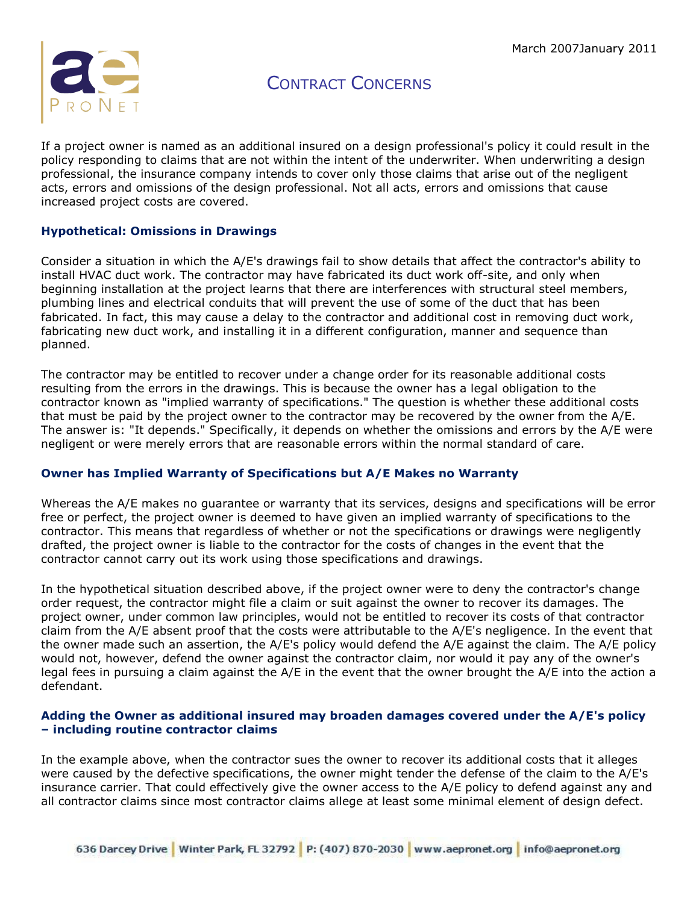# CONTRACT CONCERNS

If a project owner is named as an additional insured on a design professional's policy it could result in the policy responding to claims that are not within the intent of the underwriter. When underwriting a design professional, the insurance company intends to cover only those claims that arise out of the negligent acts, errors and omissions of the design professional. Not all acts, errors and omissions that cause increased project costs are covered.

### Hypothetical: Omissions in Drawings

Consider a situation in which the A/E's drawings fail to show details that affect the contractor's ability to install HVAC duct work. The contractor may have fabricated its duct work off-site, and only when beginning installation at the project learns that there are interferences with structural steel members, plumbing lines and electrical conduits that will prevent the use of some of the duct that has been fabricated. In fact, this may cause a delay to the contractor and additional cost in removing duct work, fabricating new duct work, and installing it in a different configuration, manner and sequence than planned.

The contractor may be entitled to recover under a change order for its reasonable additional costs resulting from the errors in the drawings. This is because the owner has a legal obligation to the contractor known as "implied warranty of specifications." The question is whether these additional costs that must be paid by the project owner to the contractor may be recovered by the owner from the A/E. The answer is: "It depends." Specifically, it depends on whether the omissions and errors by the A/E were negligent or were merely errors that are reasonable errors within the normal standard of care.

### Owner has Implied Warranty of Specifications but A/E Makes no Warranty

Whereas the A/E makes no guarantee or warranty that its services, designs and specifications will be error free or perfect, the project owner is deemed to have given an implied warranty of specifications to the contractor. This means that regardless of whether or not the specifications or drawings were negligently drafted, the project owner is liable to the contractor for the costs of changes in the event that the contractor cannot carry out its work using those specifications and drawings.

In the hypothetical situation described above, if the project owner were to deny the contractor's change order request, the contractor might file a claim or suit against the owner to recover its damages. The project owner, under common law principles, would not be entitled to recover its costs of that contractor claim from the A/E absent proof that the costs were attributable to the A/E's negligence. In the event that the owner made such an assertion, the A/E's policy would defend the A/E against the claim. The A/E policy would not, however, defend the owner against the contractor claim, nor would it pay any of the owner's legal fees in pursuing a claim against the A/E in the event that the owner brought the A/E into the action a defendant.

### Adding the Owner as additional insured may broaden damages covered under the A/E's policy – including routine contractor claims

In the example above, when the contractor sues the owner to recover its additional costs that it alleges were caused by the defective specifications, the owner might tender the defense of the claim to the A/E's insurance carrier. That could effectively give the owner access to the A/E policy to defend against any and all contractor claims since most contractor claims allege at least some minimal element of design defect.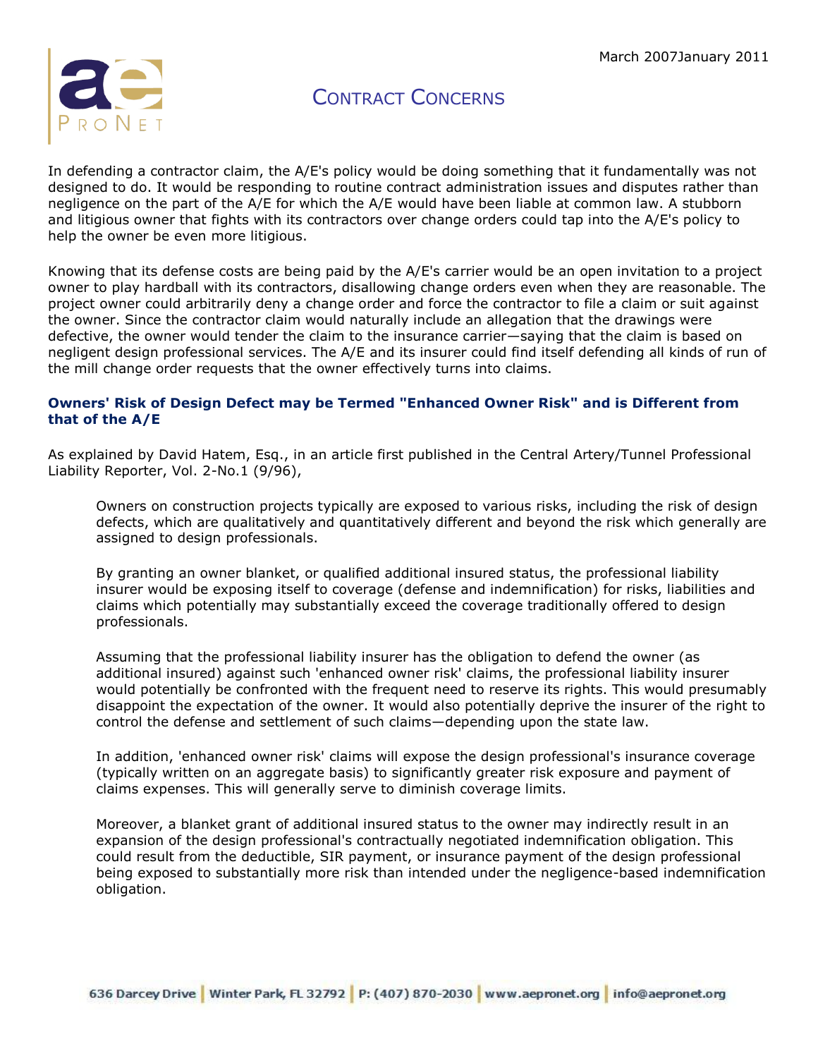In defending a contractor claim, the A/E's policy would be doing something that it fundamentally was not designed to do. It would be responding to routine contract administration issues and disputes rather than negligence on the part of the A/E for which the A/E would have been liable at common law. A stubborn and litigious owner that fights with its contractors over change orders could tap into the A/E's policy to help the owner be even more litigious.

Knowing that its defense costs are being paid by the A/E's carrier would be an open invitation to a project owner to play hardball with its contractors, disallowing change orders even when they are reasonable. The project owner could arbitrarily deny a change order and force the contractor to file a claim or suit against the owner. Since the contractor claim would naturally include an allegation that the drawings were defective, the owner would tender the claim to the insurance carrier—saying that the claim is based on negligent design professional services. The A/E and its insurer could find itself defending all kinds of run of the mill change order requests that the owner effectively turns into claims.

### Owners' Risk of Design Defect may be Termed "Enhanced Owner Risk" and is Different from that of the A/E

As explained by David Hatem, Esq., in an article first published in the Central Artery/Tunnel Professional Liability Reporter, Vol. 2-No.1 (9/96),

> Owners on construction projects typically are exposed to various risks, including the risk of design defects, which are qualitatively and quantitatively different and beyond the risk which generally are assigned to design professionals.
>
> By granting an owner blanket, or qualified additional insured status, the professional liability insurer would be exposing itself to coverage (defense and indemnification) for risks, liabilities and claims which potentially may substantially exceed the coverage traditionally offered to design professionals.
>
> Assuming that the professional liability insurer has the obligation to defend the owner (as additional insured) against such 'enhanced owner risk' claims, the professional liability insurer would potentially be confronted with the frequent need to reserve its rights. This would presumably disappoint the expectation of the owner. It would also potentially deprive the insurer of the right to control the defense and settlement of such claims—depending upon the state law.
>
> In addition, 'enhanced owner risk' claims will expose the design professional's insurance coverage (typically written on an aggregate basis) to significantly greater risk exposure and payment of claims expenses. This will generally serve to diminish coverage limits.
>
> Moreover, a blanket grant of additional insured status to the owner may indirectly result in an expansion of the design professional's contractually negotiated indemnification obligation. This could result from the deductible, SIR payment, or insurance payment of the design professional being exposed to substantially more risk than intended under the negligence-based indemnification obligation.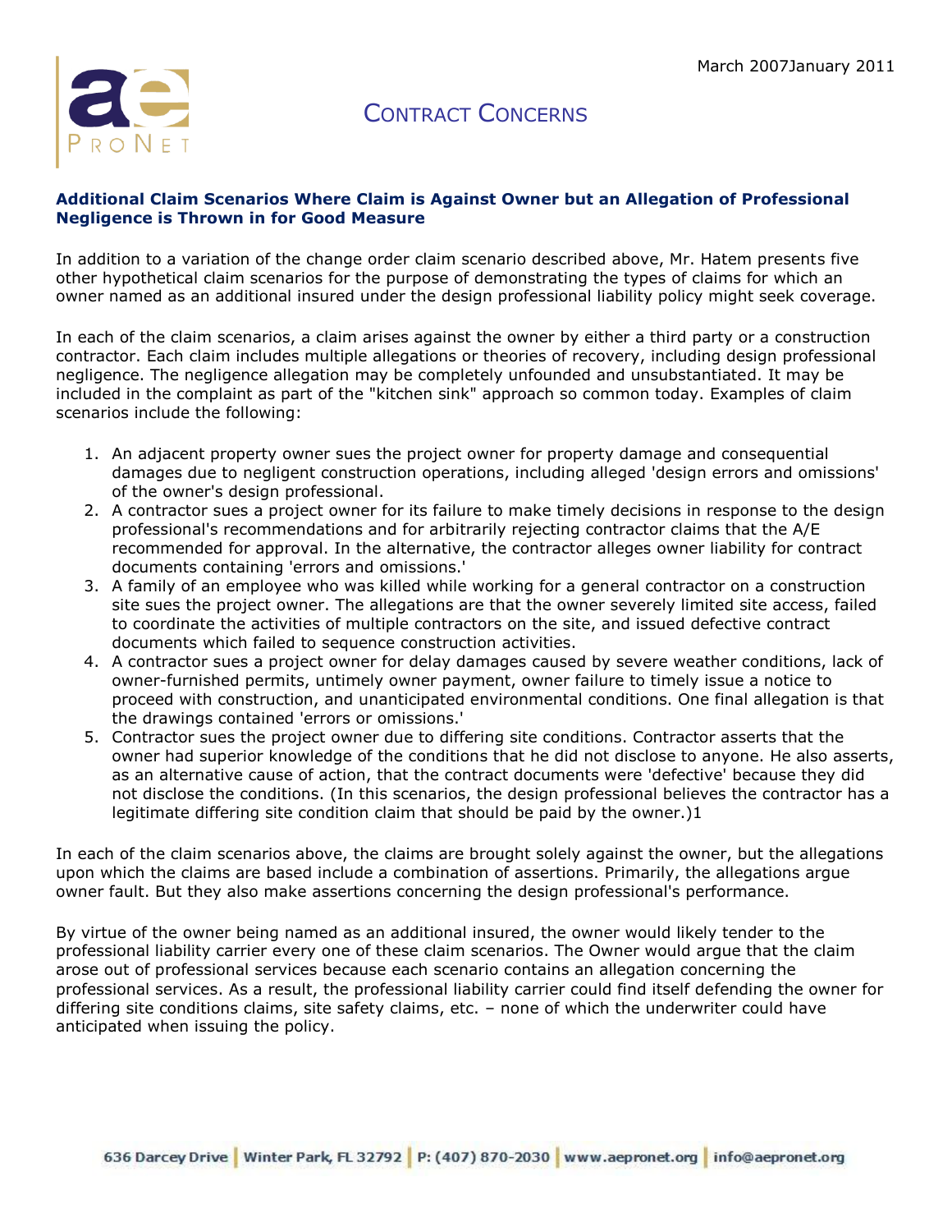## Additional Claim Scenarios Where Claim is Against Owner but an Allegation of Professional Negligence is Thrown in for Good Measure

In addition to a variation of the change order claim scenario described above, Mr. Hatem presents five other hypothetical claim scenarios for the purpose of demonstrating the types of claims for which an owner named as an additional insured under the design professional liability policy might seek coverage.

In each of the claim scenarios, a claim arises against the owner by either a third party or a construction contractor. Each claim includes multiple allegations or theories of recovery, including design professional negligence. The negligence allegation may be completely unfounded and unsubstantiated. It may be included in the complaint as part of the "kitchen sink" approach so common today. Examples of claim scenarios include the following:

1. An adjacent property owner sues the project owner for property damage and consequential damages due to negligent construction operations, including alleged 'design errors and omissions' of the owner's design professional.
2. A contractor sues a project owner for its failure to make timely decisions in response to the design professional's recommendations and for arbitrarily rejecting contractor claims that the A/E recommended for approval. In the alternative, the contractor alleges owner liability for contract documents containing 'errors and omissions.'
3. A family of an employee who was killed while working for a general contractor on a construction site sues the project owner. The allegations are that the owner severely limited site access, failed to coordinate the activities of multiple contractors on the site, and issued defective contract documents which failed to sequence construction activities.
4. A contractor sues a project owner for delay damages caused by severe weather conditions, lack of owner-furnished permits, untimely owner payment, owner failure to timely issue a notice to proceed with construction, and unanticipated environmental conditions. One final allegation is that the drawings contained 'errors or omissions.'
5. Contractor sues the project owner due to differing site conditions. Contractor asserts that the owner had superior knowledge of the conditions that he did not disclose to anyone. He also asserts, as an alternative cause of action, that the contract documents were 'defective' because they did not disclose the conditions. (In this scenarios, the design professional believes the contractor has a legitimate differing site condition claim that should be paid by the owner.)1

In each of the claim scenarios above, the claims are brought solely against the owner, but the allegations upon which the claims are based include a combination of assertions. Primarily, the allegations argue owner fault. But they also make assertions concerning the design professional's performance.

By virtue of the owner being named as an additional insured, the owner would likely tender to the professional liability carrier every one of these claim scenarios. The Owner would argue that the claim arose out of professional services because each scenario contains an allegation concerning the professional services. As a result, the professional liability carrier could find itself defending the owner for differing site conditions claims, site safety claims, etc. – none of which the underwriter could have anticipated when issuing the policy.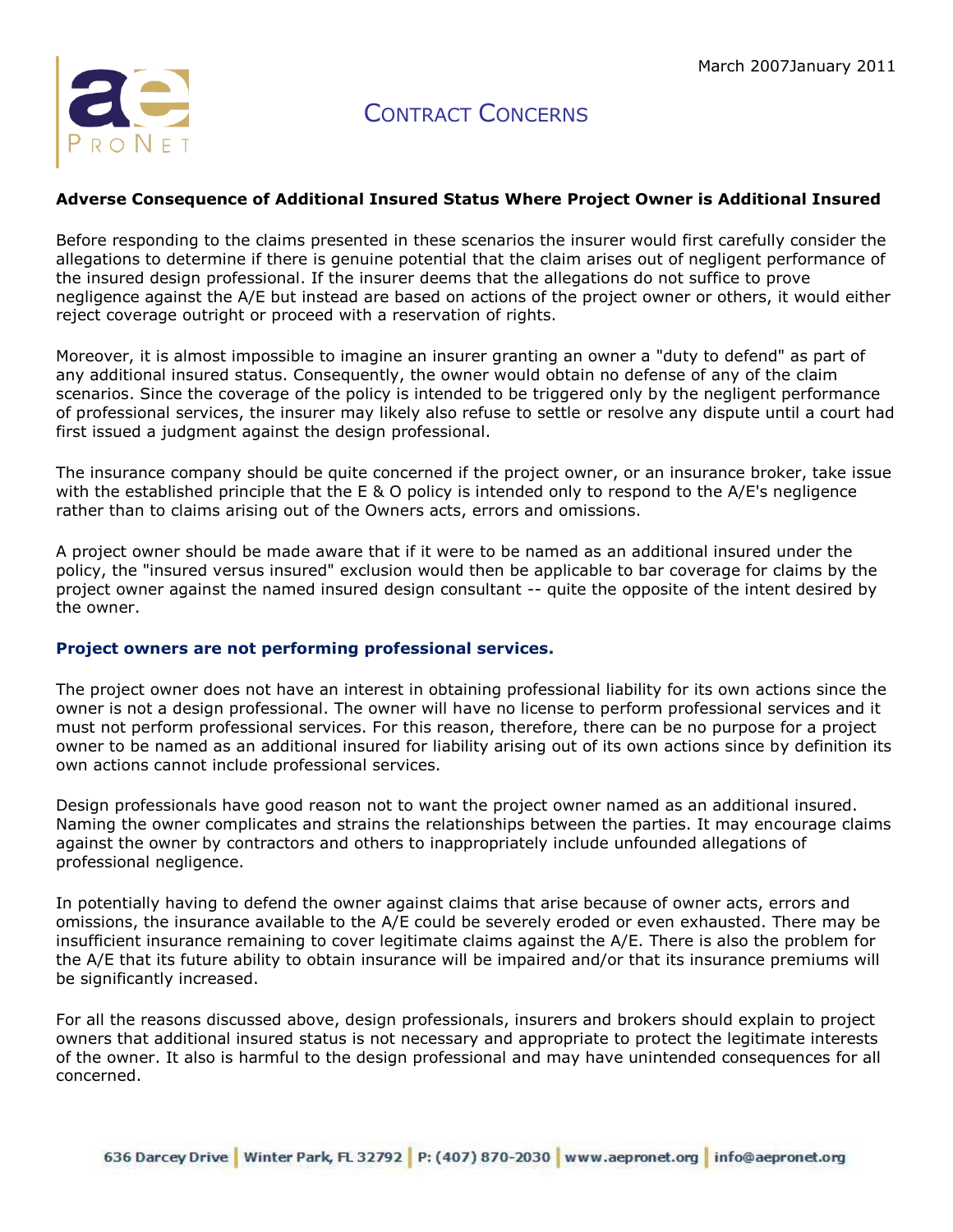## Adverse Consequence of Additional Insured Status Where Project Owner is Additional Insured

Before responding to the claims presented in these scenarios the insurer would first carefully consider the allegations to determine if there is genuine potential that the claim arises out of negligent performance of the insured design professional. If the insurer deems that the allegations do not suffice to prove negligence against the A/E but instead are based on actions of the project owner or others, it would either reject coverage outright or proceed with a reservation of rights.

Moreover, it is almost impossible to imagine an insurer granting an owner a "duty to defend" as part of any additional insured status. Consequently, the owner would obtain no defense of any of the claim scenarios. Since the coverage of the policy is intended to be triggered only by the negligent performance of professional services, the insurer may likely also refuse to settle or resolve any dispute until a court had first issued a judgment against the design professional.

The insurance company should be quite concerned if the project owner, or an insurance broker, take issue with the established principle that the E & O policy is intended only to respond to the A/E's negligence rather than to claims arising out of the Owners acts, errors and omissions.

A project owner should be made aware that if it were to be named as an additional insured under the policy, the "insured versus insured" exclusion would then be applicable to bar coverage for claims by the project owner against the named insured design consultant -- quite the opposite of the intent desired by the owner.

### Project owners are not performing professional services.

The project owner does not have an interest in obtaining professional liability for its own actions since the owner is not a design professional. The owner will have no license to perform professional services and it must not perform professional services. For this reason, therefore, there can be no purpose for a project owner to be named as an additional insured for liability arising out of its own actions since by definition its own actions cannot include professional services.

Design professionals have good reason not to want the project owner named as an additional insured. Naming the owner complicates and strains the relationships between the parties. It may encourage claims against the owner by contractors and others to inappropriately include unfounded allegations of professional negligence.

In potentially having to defend the owner against claims that arise because of owner acts, errors and omissions, the insurance available to the A/E could be severely eroded or even exhausted. There may be insufficient insurance remaining to cover legitimate claims against the A/E. There is also the problem for the A/E that its future ability to obtain insurance will be impaired and/or that its insurance premiums will be significantly increased.

For all the reasons discussed above, design professionals, insurers and brokers should explain to project owners that additional insured status is not necessary and appropriate to protect the legitimate interests of the owner. It also is harmful to the design professional and may have unintended consequences for all concerned.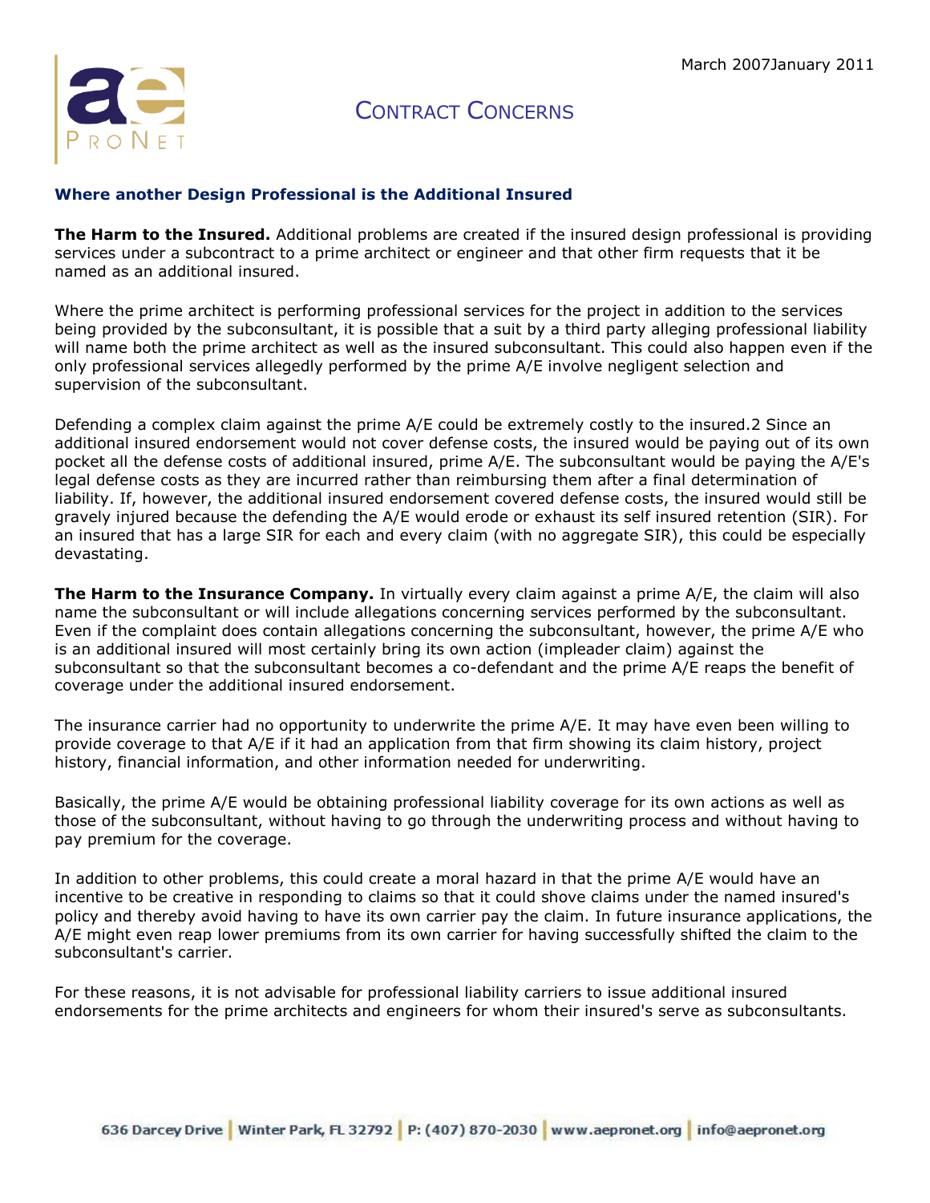## Where another Design Professional is the Additional Insured

**The Harm to the Insured.** Additional problems are created if the insured design professional is providing services under a subcontract to a prime architect or engineer and that other firm requests that it be named as an additional insured.

Where the prime architect is performing professional services for the project in addition to the services being provided by the subconsultant, it is possible that a suit by a third party alleging professional liability will name both the prime architect as well as the insured subconsultant. This could also happen even if the only professional services allegedly performed by the prime A/E involve negligent selection and supervision of the subconsultant.

Defending a complex claim against the prime A/E could be extremely costly to the insured.2 Since an additional insured endorsement would not cover defense costs, the insured would be paying out of its own pocket all the defense costs of additional insured, prime A/E. The subconsultant would be paying the A/E's legal defense costs as they are incurred rather than reimbursing them after a final determination of liability. If, however, the additional insured endorsement covered defense costs, the insured would still be gravely injured because the defending the A/E would erode or exhaust its self insured retention (SIR). For an insured that has a large SIR for each and every claim (with no aggregate SIR), this could be especially devastating.

**The Harm to the Insurance Company.** In virtually every claim against a prime A/E, the claim will also name the subconsultant or will include allegations concerning services performed by the subconsultant. Even if the complaint does contain allegations concerning the subconsultant, however, the prime A/E who is an additional insured will most certainly bring its own action (impleader claim) against the subconsultant so that the subconsultant becomes a co-defendant and the prime A/E reaps the benefit of coverage under the additional insured endorsement.

The insurance carrier had no opportunity to underwrite the prime A/E. It may have even been willing to provide coverage to that A/E if it had an application from that firm showing its claim history, project history, financial information, and other information needed for underwriting.

Basically, the prime A/E would be obtaining professional liability coverage for its own actions as well as those of the subconsultant, without having to go through the underwriting process and without having to pay premium for the coverage.

In addition to other problems, this could create a moral hazard in that the prime A/E would have an incentive to be creative in responding to claims so that it could shove claims under the named insured's policy and thereby avoid having to have its own carrier pay the claim. In future insurance applications, the A/E might even reap lower premiums from its own carrier for having successfully shifted the claim to the subconsultant's carrier.

For these reasons, it is not advisable for professional liability carriers to issue additional insured endorsements for the prime architects and engineers for whom their insured's serve as subconsultants.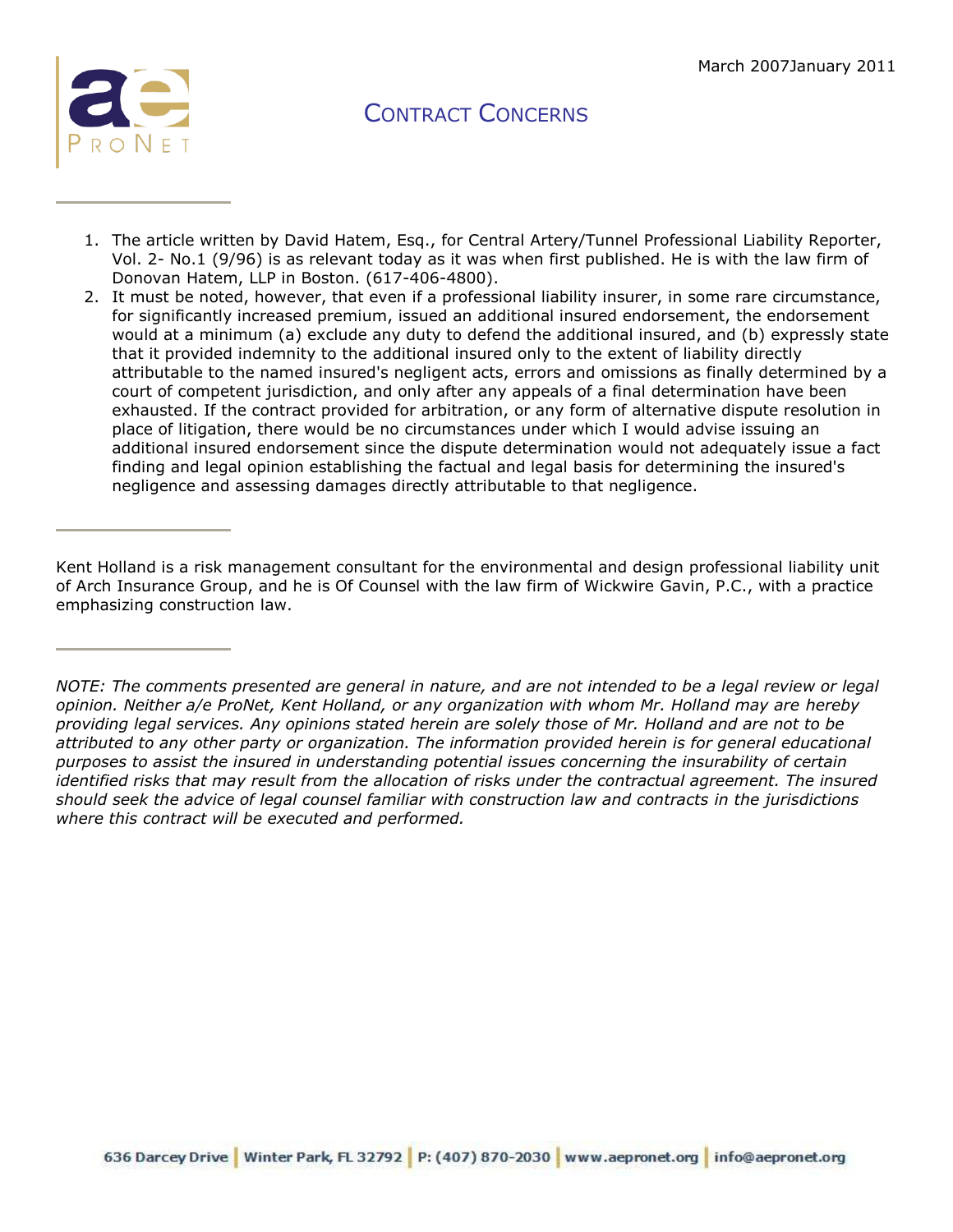1. The article written by David Hatem, Esq., for Central Artery/Tunnel Professional Liability Reporter, Vol. 2- No.1 (9/96) is as relevant today as it was when first published. He is with the law firm of Donovan Hatem, LLP in Boston. (617-406-4800).
2. It must be noted, however, that even if a professional liability insurer, in some rare circumstance, for significantly increased premium, issued an additional insured endorsement, the endorsement would at a minimum (a) exclude any duty to defend the additional insured, and (b) expressly state that it provided indemnity to the additional insured only to the extent of liability directly attributable to the named insured's negligent acts, errors and omissions as finally determined by a court of competent jurisdiction, and only after any appeals of a final determination have been exhausted. If the contract provided for arbitration, or any form of alternative dispute resolution in place of litigation, there would be no circumstances under which I would advise issuing an additional insured endorsement since the dispute determination would not adequately issue a fact finding and legal opinion establishing the factual and legal basis for determining the insured's negligence and assessing damages directly attributable to that negligence.

---

Kent Holland is a risk management consultant for the environmental and design professional liability unit of Arch Insurance Group, and he is Of Counsel with the law firm of Wickwire Gavin, P.C., with a practice emphasizing construction law.

---

*NOTE: The comments presented are general in nature, and are not intended to be a legal review or legal opinion. Neither a/e ProNet, Kent Holland, or any organization with whom Mr. Holland may are hereby providing legal services. Any opinions stated herein are solely those of Mr. Holland and are not to be attributed to any other party or organization. The information provided herein is for general educational purposes to assist the insured in understanding potential issues concerning the insurability of certain identified risks that may result from the allocation of risks under the contractual agreement. The insured should seek the advice of legal counsel familiar with construction law and contracts in the jurisdictions where this contract will be executed and performed.*